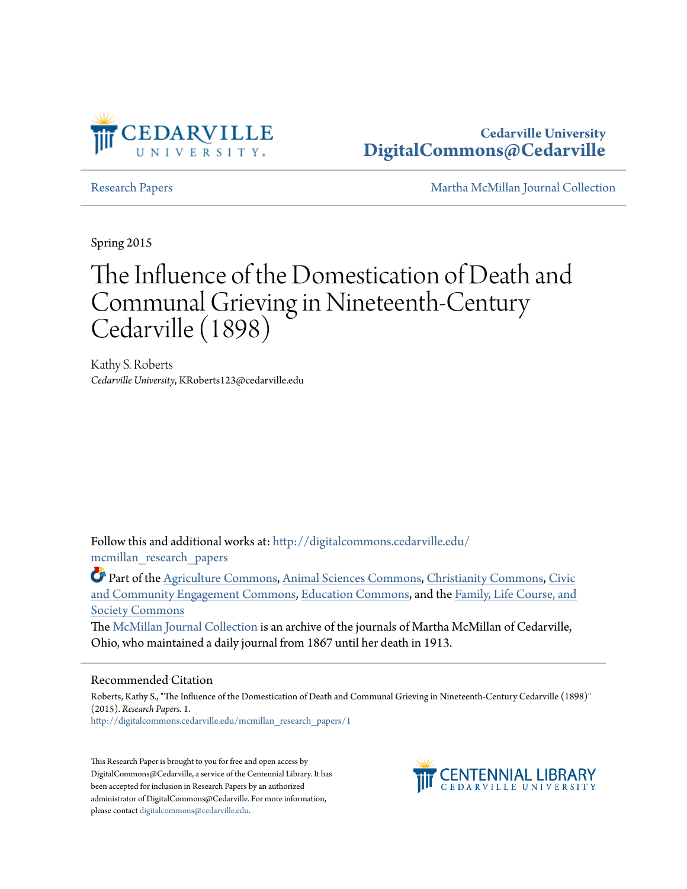Cedarville University
DigitalCommons@Cedarville

Research Papers | Martha McMillan Journal Collection

Spring 2015

# The Influence of the Domestication of Death and Communal Grieving in Nineteenth-Century Cedarville (1898)

Kathy S. Roberts
*Cedarville University*, KRoberts123@cedarville.edu

Follow this and additional works at: http://digitalcommons.cedarville.edu/mcmillan_research_papers

Part of the Agriculture Commons, Animal Sciences Commons, Christianity Commons, Civic and Community Engagement Commons, Education Commons, and the Family, Life Course, and Society Commons

The McMillan Journal Collection is an archive of the journals of Martha McMillan of Cedarville, Ohio, who maintained a daily journal from 1867 until her death in 1913.

## Recommended Citation

Roberts, Kathy S., "The Influence of the Domestication of Death and Communal Grieving in Nineteenth-Century Cedarville (1898)" (2015). *Research Papers*. 1.
http://digitalcommons.cedarville.edu/mcmillan_research_papers/1

This Research Paper is brought to you for free and open access by DigitalCommons@Cedarville, a service of the Centennial Library. It has been accepted for inclusion in Research Papers by an authorized administrator of DigitalCommons@Cedarville. For more information, please contact digitalcommons@cedarville.edu.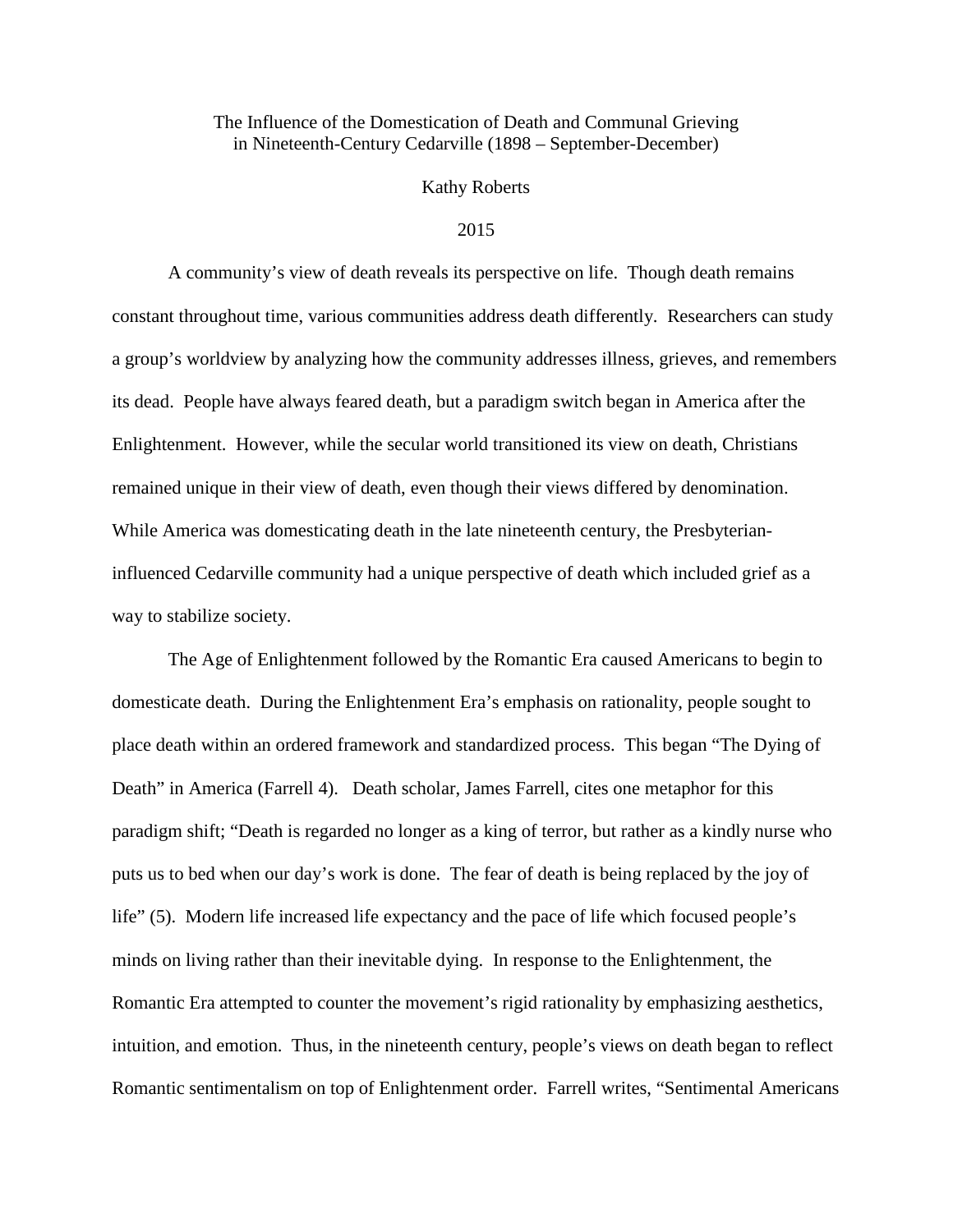The Influence of the Domestication of Death and Communal Grieving in Nineteenth-Century Cedarville (1898 – September-December)

Kathy Roberts

2015

A community's view of death reveals its perspective on life. Though death remains constant throughout time, various communities address death differently. Researchers can study a group's worldview by analyzing how the community addresses illness, grieves, and remembers its dead. People have always feared death, but a paradigm switch began in America after the Enlightenment. However, while the secular world transitioned its view on death, Christians remained unique in their view of death, even though their views differed by denomination. While America was domesticating death in the late nineteenth century, the Presbyterian-influenced Cedarville community had a unique perspective of death which included grief as a way to stabilize society.

The Age of Enlightenment followed by the Romantic Era caused Americans to begin to domesticate death. During the Enlightenment Era's emphasis on rationality, people sought to place death within an ordered framework and standardized process. This began "The Dying of Death" in America (Farrell 4). Death scholar, James Farrell, cites one metaphor for this paradigm shift; "Death is regarded no longer as a king of terror, but rather as a kindly nurse who puts us to bed when our day's work is done. The fear of death is being replaced by the joy of life" (5). Modern life increased life expectancy and the pace of life which focused people's minds on living rather than their inevitable dying. In response to the Enlightenment, the Romantic Era attempted to counter the movement's rigid rationality by emphasizing aesthetics, intuition, and emotion. Thus, in the nineteenth century, people's views on death began to reflect Romantic sentimentalism on top of Enlightenment order. Farrell writes, "Sentimental Americans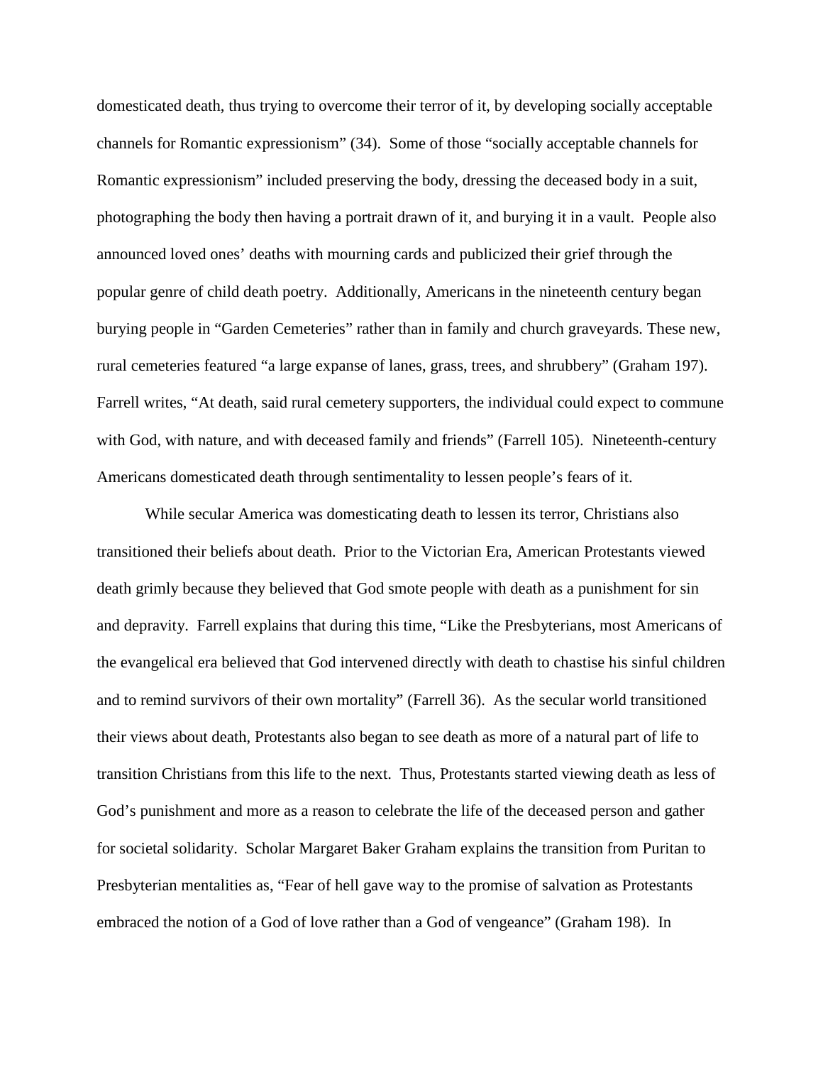domesticated death, thus trying to overcome their terror of it, by developing socially acceptable channels for Romantic expressionism" (34). Some of those "socially acceptable channels for Romantic expressionism" included preserving the body, dressing the deceased body in a suit, photographing the body then having a portrait drawn of it, and burying it in a vault. People also announced loved ones' deaths with mourning cards and publicized their grief through the popular genre of child death poetry. Additionally, Americans in the nineteenth century began burying people in "Garden Cemeteries" rather than in family and church graveyards. These new, rural cemeteries featured "a large expanse of lanes, grass, trees, and shrubbery" (Graham 197). Farrell writes, "At death, said rural cemetery supporters, the individual could expect to commune with God, with nature, and with deceased family and friends" (Farrell 105). Nineteenth-century Americans domesticated death through sentimentality to lessen people's fears of it.

While secular America was domesticating death to lessen its terror, Christians also transitioned their beliefs about death. Prior to the Victorian Era, American Protestants viewed death grimly because they believed that God smote people with death as a punishment for sin and depravity. Farrell explains that during this time, "Like the Presbyterians, most Americans of the evangelical era believed that God intervened directly with death to chastise his sinful children and to remind survivors of their own mortality" (Farrell 36). As the secular world transitioned their views about death, Protestants also began to see death as more of a natural part of life to transition Christians from this life to the next. Thus, Protestants started viewing death as less of God's punishment and more as a reason to celebrate the life of the deceased person and gather for societal solidarity. Scholar Margaret Baker Graham explains the transition from Puritan to Presbyterian mentalities as, "Fear of hell gave way to the promise of salvation as Protestants embraced the notion of a God of love rather than a God of vengeance" (Graham 198). In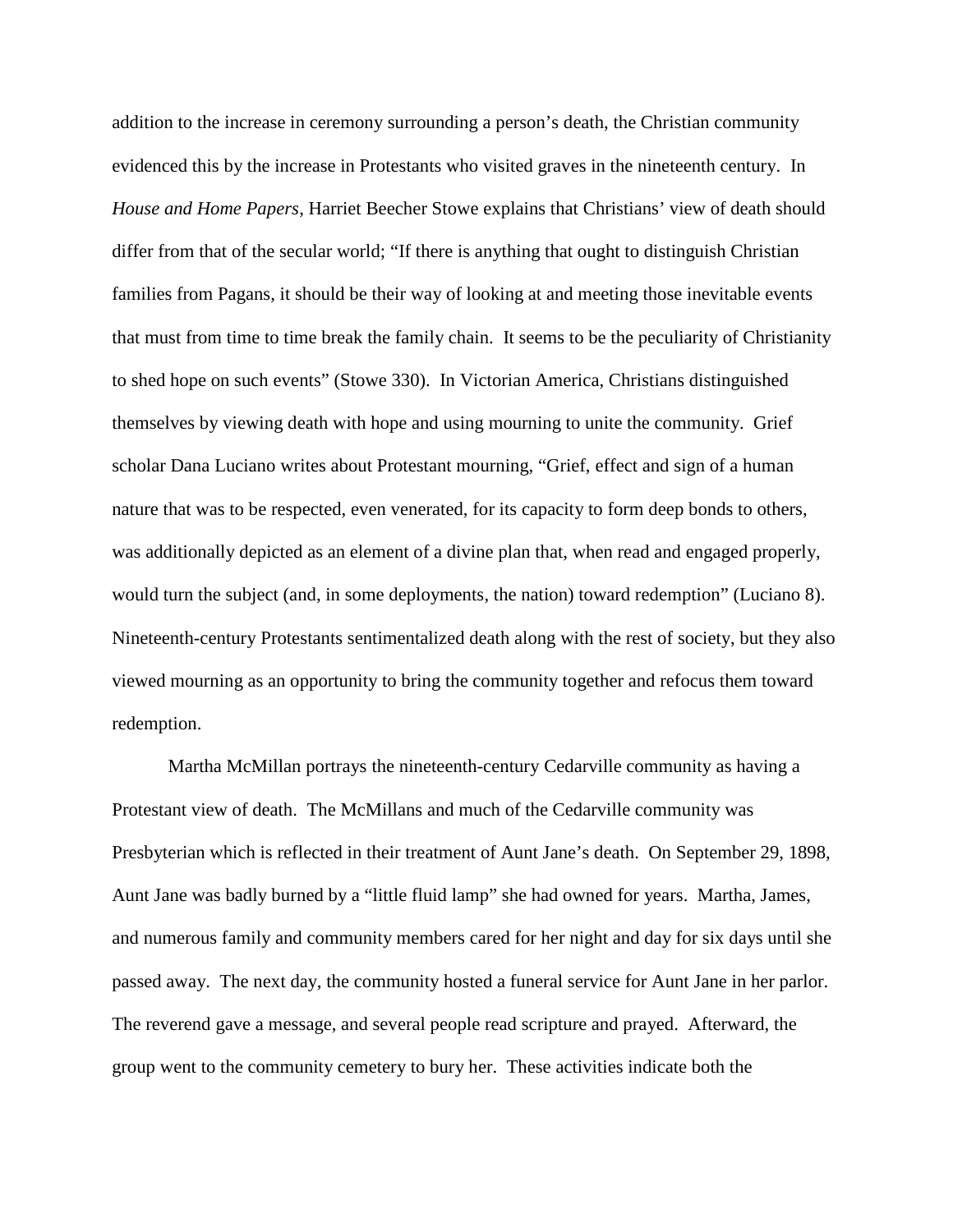addition to the increase in ceremony surrounding a person's death, the Christian community evidenced this by the increase in Protestants who visited graves in the nineteenth century. In *House and Home Papers*, Harriet Beecher Stowe explains that Christians' view of death should differ from that of the secular world; "If there is anything that ought to distinguish Christian families from Pagans, it should be their way of looking at and meeting those inevitable events that must from time to time break the family chain. It seems to be the peculiarity of Christianity to shed hope on such events" (Stowe 330). In Victorian America, Christians distinguished themselves by viewing death with hope and using mourning to unite the community. Grief scholar Dana Luciano writes about Protestant mourning, "Grief, effect and sign of a human nature that was to be respected, even venerated, for its capacity to form deep bonds to others, was additionally depicted as an element of a divine plan that, when read and engaged properly, would turn the subject (and, in some deployments, the nation) toward redemption" (Luciano 8). Nineteenth-century Protestants sentimentalized death along with the rest of society, but they also viewed mourning as an opportunity to bring the community together and refocus them toward redemption.

Martha McMillan portrays the nineteenth-century Cedarville community as having a Protestant view of death. The McMillans and much of the Cedarville community was Presbyterian which is reflected in their treatment of Aunt Jane's death. On September 29, 1898, Aunt Jane was badly burned by a "little fluid lamp" she had owned for years. Martha, James, and numerous family and community members cared for her night and day for six days until she passed away. The next day, the community hosted a funeral service for Aunt Jane in her parlor. The reverend gave a message, and several people read scripture and prayed. Afterward, the group went to the community cemetery to bury her. These activities indicate both the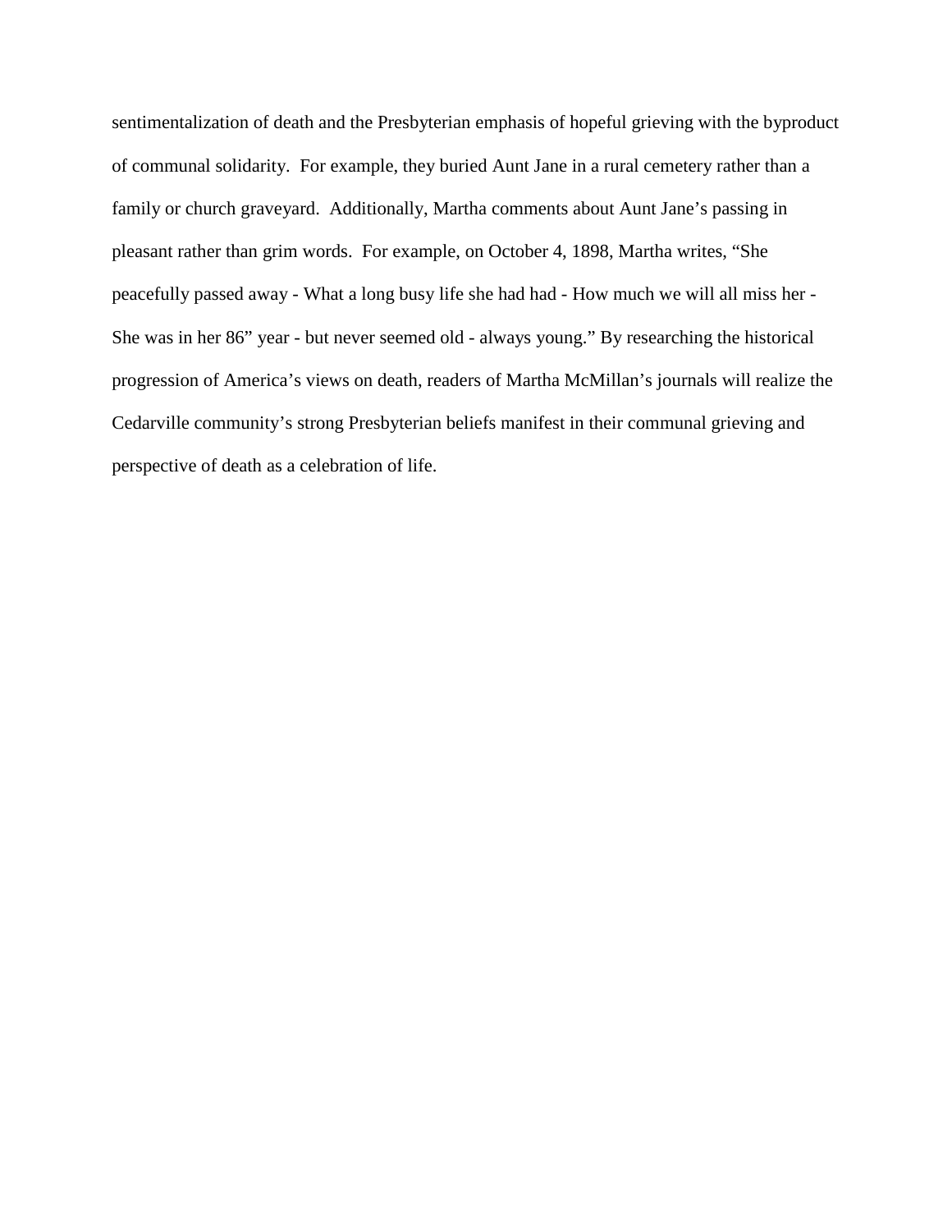sentimentalization of death and the Presbyterian emphasis of hopeful grieving with the byproduct of communal solidarity. For example, they buried Aunt Jane in a rural cemetery rather than a family or church graveyard. Additionally, Martha comments about Aunt Jane's passing in pleasant rather than grim words. For example, on October 4, 1898, Martha writes, "She peacefully passed away - What a long busy life she had had - How much we will all miss her - She was in her 86" year - but never seemed old - always young." By researching the historical progression of America's views on death, readers of Martha McMillan's journals will realize the Cedarville community's strong Presbyterian beliefs manifest in their communal grieving and perspective of death as a celebration of life.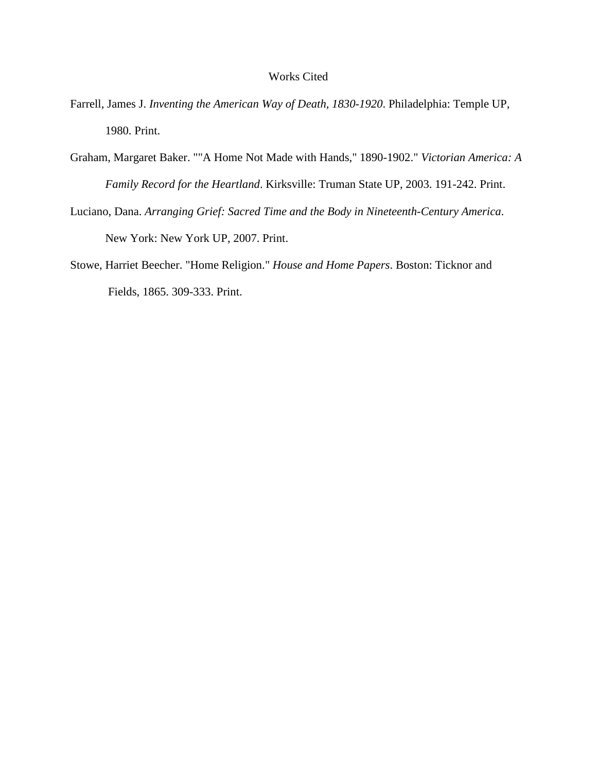# Works Cited

Farrell, James J. *Inventing the American Way of Death, 1830-1920*. Philadelphia: Temple UP, 1980. Print.

Graham, Margaret Baker. ""A Home Not Made with Hands," 1890-1902." *Victorian America: A Family Record for the Heartland*. Kirksville: Truman State UP, 2003. 191-242. Print.

Luciano, Dana. *Arranging Grief: Sacred Time and the Body in Nineteenth-Century America*. New York: New York UP, 2007. Print.

Stowe, Harriet Beecher. "Home Religion." *House and Home Papers*. Boston: Ticknor and Fields, 1865. 309-333. Print.